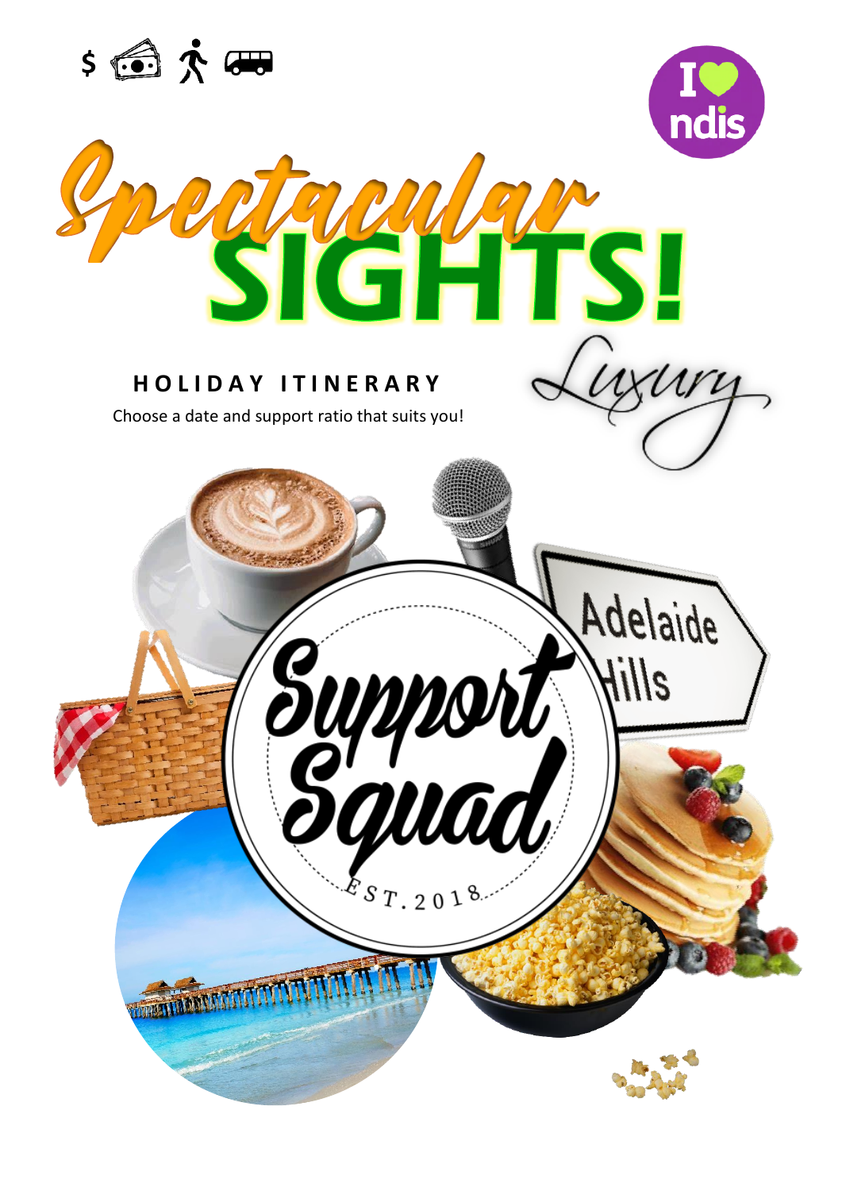# Spectacular SIGHTS!

## Luxury

HOLIDAY ITINERARY

Choose a date and support ratio that suits you!

Support Squad

EST. 2018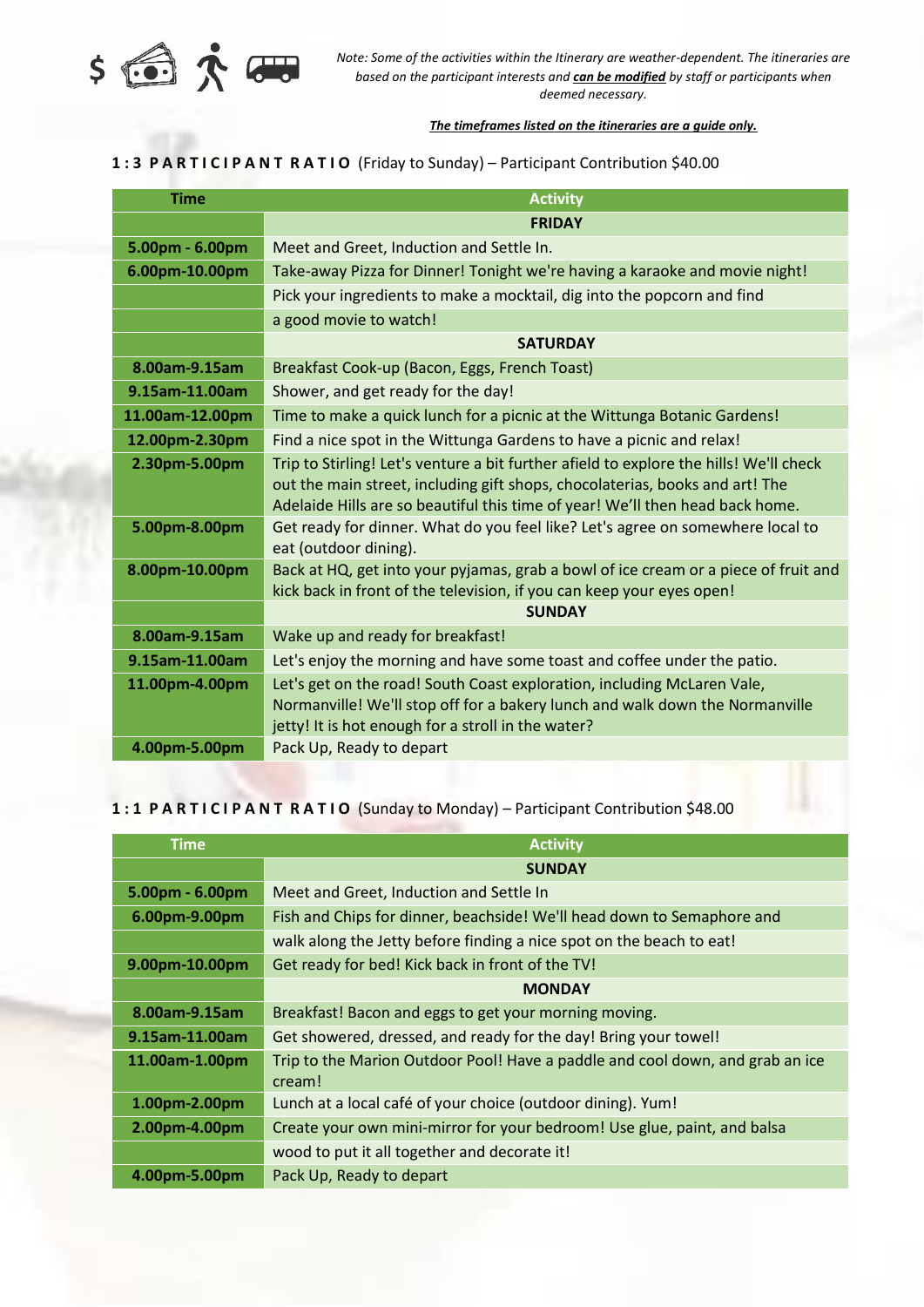*Note: Some of the activities within the Itinerary are weather-dependent. The itineraries are based on the participant interests and **can be modified** by staff or participants when deemed necessary.*

***The timeframes listed on the itineraries are a guide only.***

## 1:3 PARTICIPANT RATIO (Friday to Sunday) – Participant Contribution $40.00

| Time | Activity |
|---|---|
| | **FRIDAY** |
| 5.00pm - 6.00pm | Meet and Greet, Induction and Settle In. |
| 6.00pm-10.00pm | Take-away Pizza for Dinner! Tonight we're having a karaoke and movie night! |
| | Pick your ingredients to make a mocktail, dig into the popcorn and find |
| | a good movie to watch! |
| | **SATURDAY** |
| 8.00am-9.15am | Breakfast Cook-up (Bacon, Eggs, French Toast) |
| 9.15am-11.00am | Shower, and get ready for the day! |
| 11.00am-12.00pm | Time to make a quick lunch for a picnic at the Wittunga Botanic Gardens! |
| 12.00pm-2.30pm | Find a nice spot in the Wittunga Gardens to have a picnic and relax! |
| 2.30pm-5.00pm | Trip to Stirling! Let's venture a bit further afield to explore the hills! We'll check out the main street, including gift shops, chocolaterias, books and art! The Adelaide Hills are so beautiful this time of year! We'll then head back home. |
| 5.00pm-8.00pm | Get ready for dinner. What do you feel like? Let's agree on somewhere local to eat (outdoor dining). |
| 8.00pm-10.00pm | Back at HQ, get into your pyjamas, grab a bowl of ice cream or a piece of fruit and kick back in front of the television, if you can keep your eyes open! |
| | **SUNDAY** |
| 8.00am-9.15am | Wake up and ready for breakfast! |
| 9.15am-11.00am | Let's enjoy the morning and have some toast and coffee under the patio. |
| 11.00pm-4.00pm | Let's get on the road! South Coast exploration, including McLaren Vale, Normanville! We'll stop off for a bakery lunch and walk down the Normanville jetty! It is hot enough for a stroll in the water? |
| 4.00pm-5.00pm | Pack Up, Ready to depart |

## 1:1 PARTICIPANT RATIO (Sunday to Monday) – Participant Contribution $48.00

| Time | Activity |
|---|---|
| | **SUNDAY** |
| 5.00pm - 6.00pm | Meet and Greet, Induction and Settle In |
| 6.00pm-9.00pm | Fish and Chips for dinner, beachside! We'll head down to Semaphore and |
| | walk along the Jetty before finding a nice spot on the beach to eat! |
| 9.00pm-10.00pm | Get ready for bed! Kick back in front of the TV! |
| | **MONDAY** |
| 8.00am-9.15am | Breakfast! Bacon and eggs to get your morning moving. |
| 9.15am-11.00am | Get showered, dressed, and ready for the day! Bring your towel! |
| 11.00am-1.00pm | Trip to the Marion Outdoor Pool! Have a paddle and cool down, and grab an ice cream! |
| 1.00pm-2.00pm | Lunch at a local café of your choice (outdoor dining). Yum! |
| 2.00pm-4.00pm | Create your own mini-mirror for your bedroom! Use glue, paint, and balsa |
| | wood to put it all together and decorate it! |
| 4.00pm-5.00pm | Pack Up, Ready to depart |